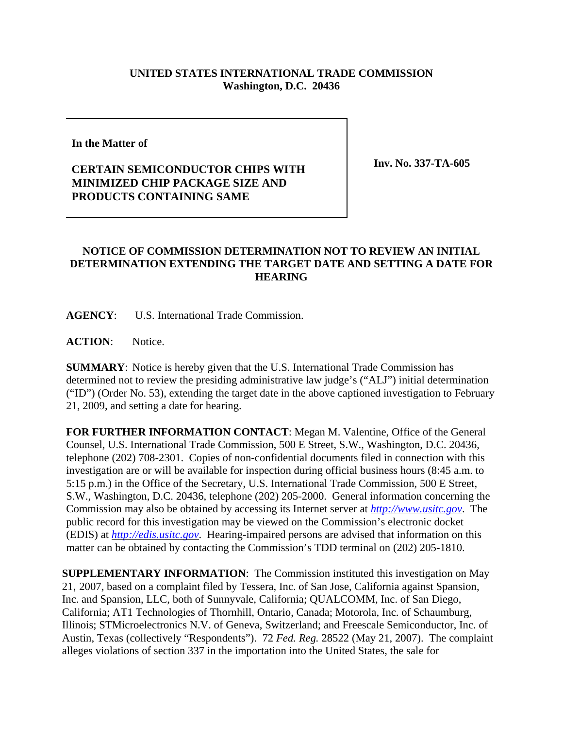**UNITED STATES INTERNATIONAL TRADE COMMISSION**
**Washington, D.C. 20436**

| | |
|---|---|
| **In the Matter of**<br><br>**CERTAIN SEMICONDUCTOR CHIPS WITH MINIMIZED CHIP PACKAGE SIZE AND PRODUCTS CONTAINING SAME** | **Inv. No. 337-TA-605** |

## NOTICE OF COMMISSION DETERMINATION NOT TO REVIEW AN INITIAL DETERMINATION EXTENDING THE TARGET DATE AND SETTING A DATE FOR HEARING

**AGENCY**: U.S. International Trade Commission.

**ACTION**: Notice.

**SUMMARY**: Notice is hereby given that the U.S. International Trade Commission has determined not to review the presiding administrative law judge's ("ALJ") initial determination ("ID") (Order No. 53), extending the target date in the above captioned investigation to February 21, 2009, and setting a date for hearing.

**FOR FURTHER INFORMATION CONTACT**: Megan M. Valentine, Office of the General Counsel, U.S. International Trade Commission, 500 E Street, S.W., Washington, D.C. 20436, telephone (202) 708-2301. Copies of non-confidential documents filed in connection with this investigation are or will be available for inspection during official business hours (8:45 a.m. to 5:15 p.m.) in the Office of the Secretary, U.S. International Trade Commission, 500 E Street, S.W., Washington, D.C. 20436, telephone (202) 205-2000. General information concerning the Commission may also be obtained by accessing its Internet server at *http://www.usitc.gov*. The public record for this investigation may be viewed on the Commission's electronic docket (EDIS) at *http://edis.usitc.gov*. Hearing-impaired persons are advised that information on this matter can be obtained by contacting the Commission's TDD terminal on (202) 205-1810.

**SUPPLEMENTARY INFORMATION**: The Commission instituted this investigation on May 21, 2007, based on a complaint filed by Tessera, Inc. of San Jose, California against Spansion, Inc. and Spansion, LLC, both of Sunnyvale, California; QUALCOMM, Inc. of San Diego, California; AT1 Technologies of Thornhill, Ontario, Canada; Motorola, Inc. of Schaumburg, Illinois; STMicroelectronics N.V. of Geneva, Switzerland; and Freescale Semiconductor, Inc. of Austin, Texas (collectively "Respondents"). 72 *Fed. Reg.* 28522 (May 21, 2007). The complaint alleges violations of section 337 in the importation into the United States, the sale for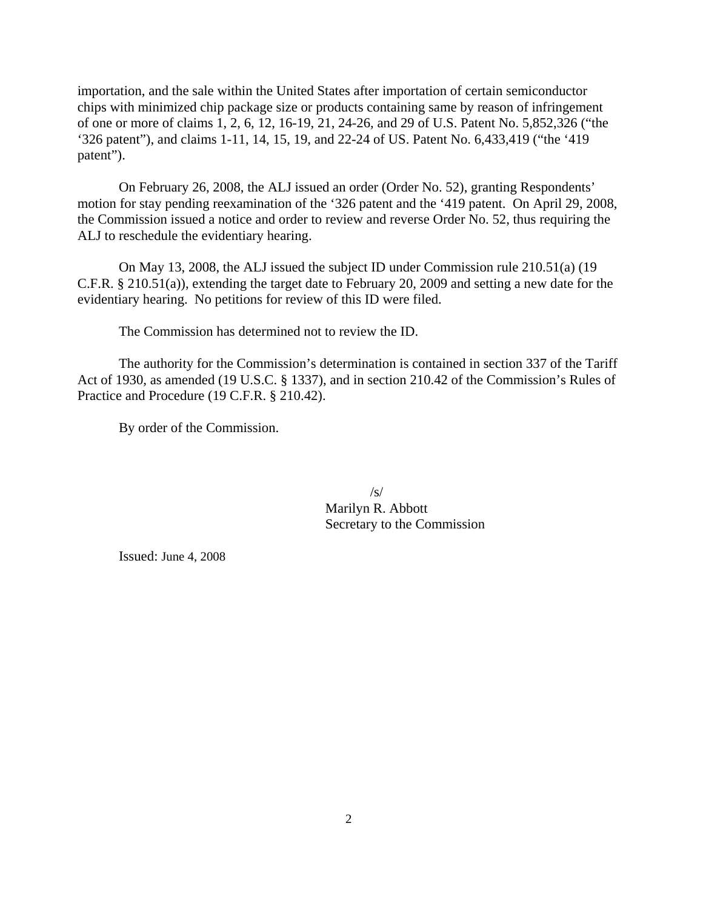importation, and the sale within the United States after importation of certain semiconductor chips with minimized chip package size or products containing same by reason of infringement of one or more of claims 1, 2, 6, 12, 16-19, 21, 24-26, and 29 of U.S. Patent No. 5,852,326 ("the '326 patent"), and claims 1-11, 14, 15, 19, and 22-24 of US. Patent No. 6,433,419 ("the '419 patent").

On February 26, 2008, the ALJ issued an order (Order No. 52), granting Respondents' motion for stay pending reexamination of the '326 patent and the '419 patent. On April 29, 2008, the Commission issued a notice and order to review and reverse Order No. 52, thus requiring the ALJ to reschedule the evidentiary hearing.

On May 13, 2008, the ALJ issued the subject ID under Commission rule 210.51(a) (19 C.F.R. § 210.51(a)), extending the target date to February 20, 2009 and setting a new date for the evidentiary hearing. No petitions for review of this ID were filed.

The Commission has determined not to review the ID.

The authority for the Commission's determination is contained in section 337 of the Tariff Act of 1930, as amended (19 U.S.C. § 1337), and in section 210.42 of the Commission's Rules of Practice and Procedure (19 C.F.R. § 210.42).

By order of the Commission.

/s/
Marilyn R. Abbott
Secretary to the Commission

Issued: June 4, 2008